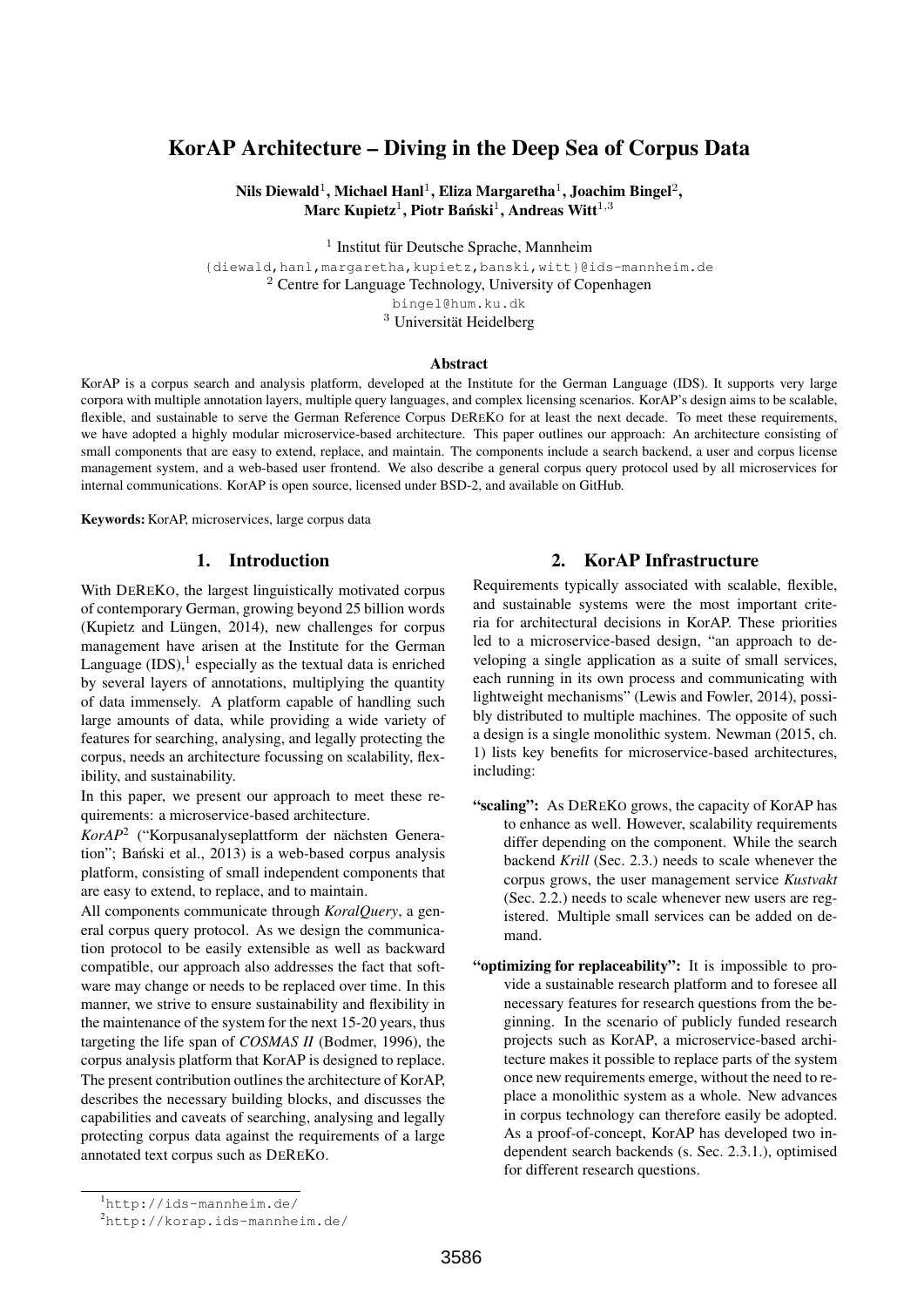# KorAP Architecture – Diving in the Deep Sea of Corpus Data

**Nils Diewald**[1], **Michael Hanl**[1], **Eliza Margaretha**[1], **Joachim Bingel**[2], **Marc Kupietz**[1], **Piotr Bański**[1], **Andreas Witt**[1,3]

[1] Institut für Deutsche Sprache, Mannheim
{diewald,hanl,margaretha,kupietz,banski,witt}@ids-mannheim.de
[2] Centre for Language Technology, University of Copenhagen
bingel@hum.ku.dk
[3] Universität Heidelberg

## Abstract

KorAP is a corpus search and analysis platform, developed at the Institute for the German Language (IDS). It supports very large corpora with multiple annotation layers, multiple query languages, and complex licensing scenarios. KorAP's design aims to be scalable, flexible, and sustainable to serve the German Reference Corpus DEREKO for at least the next decade. To meet these requirements, we have adopted a highly modular microservice-based architecture. This paper outlines our approach: An architecture consisting of small components that are easy to extend, replace, and maintain. The components include a search backend, a user and corpus license management system, and a web-based user frontend. We also describe a general corpus query protocol used by all microservices for internal communications. KorAP is open source, licensed under BSD-2, and available on GitHub.

**Keywords:** KorAP, microservices, large corpus data

## 1. Introduction

With DEREKO, the largest linguistically motivated corpus of contemporary German, growing beyond 25 billion words (Kupietz and Lüngen, 2014), new challenges for corpus management have arisen at the Institute for the German Language (IDS),[1] especially as the textual data is enriched by several layers of annotations, multiplying the quantity of data immensely. A platform capable of handling such large amounts of data, while providing a wide variety of features for searching, analysing, and legally protecting the corpus, needs an architecture focussing on scalability, flexibility, and sustainability.

In this paper, we present our approach to meet these requirements: a microservice-based architecture.

*KorAP*[2] ("Korpusanalyseplattform der nächsten Generation"; Bański et al., 2013) is a web-based corpus analysis platform, consisting of small independent components that are easy to extend, to replace, and to maintain.

All components communicate through *KoralQuery*, a general corpus query protocol. As we design the communication protocol to be easily extensible as well as backward compatible, our approach also addresses the fact that software may change or needs to be replaced over time. In this manner, we strive to ensure sustainability and flexibility in the maintenance of the system for the next 15-20 years, thus targeting the life span of *COSMAS II* (Bodmer, 1996), the corpus analysis platform that KorAP is designed to replace.

The present contribution outlines the architecture of KorAP, describes the necessary building blocks, and discusses the capabilities and caveats of searching, analysing and legally protecting corpus data against the requirements of a large annotated text corpus such as DEREKO.

## 2. KorAP Infrastructure

Requirements typically associated with scalable, flexible, and sustainable systems were the most important criteria for architectural decisions in KorAP. These priorities led to a microservice-based design, "an approach to developing a single application as a suite of small services, each running in its own process and communicating with lightweight mechanisms" (Lewis and Fowler, 2014), possibly distributed to multiple machines. The opposite of such a design is a single monolithic system. Newman (2015, ch. 1) lists key benefits for microservice-based architectures, including:

**"scaling":** As DEREKO grows, the capacity of KorAP has to enhance as well. However, scalability requirements differ depending on the component. While the search backend *Krill* (Sec. 2.3.) needs to scale whenever the corpus grows, the user management service *Kustvakt* (Sec. 2.2.) needs to scale whenever new users are registered. Multiple small services can be added on demand.

**"optimizing for replaceability":** It is impossible to provide a sustainable research platform and to foresee all necessary features for research questions from the beginning. In the scenario of publicly funded research projects such as KorAP, a microservice-based architecture makes it possible to replace parts of the system once new requirements emerge, without the need to replace a monolithic system as a whole. New advances in corpus technology can therefore easily be adopted. As a proof-of-concept, KorAP has developed two independent search backends (s. Sec. 2.3.1.), optimised for different research questions.

[1] http://ids-mannheim.de/

[2] http://korap.ids-mannheim.de/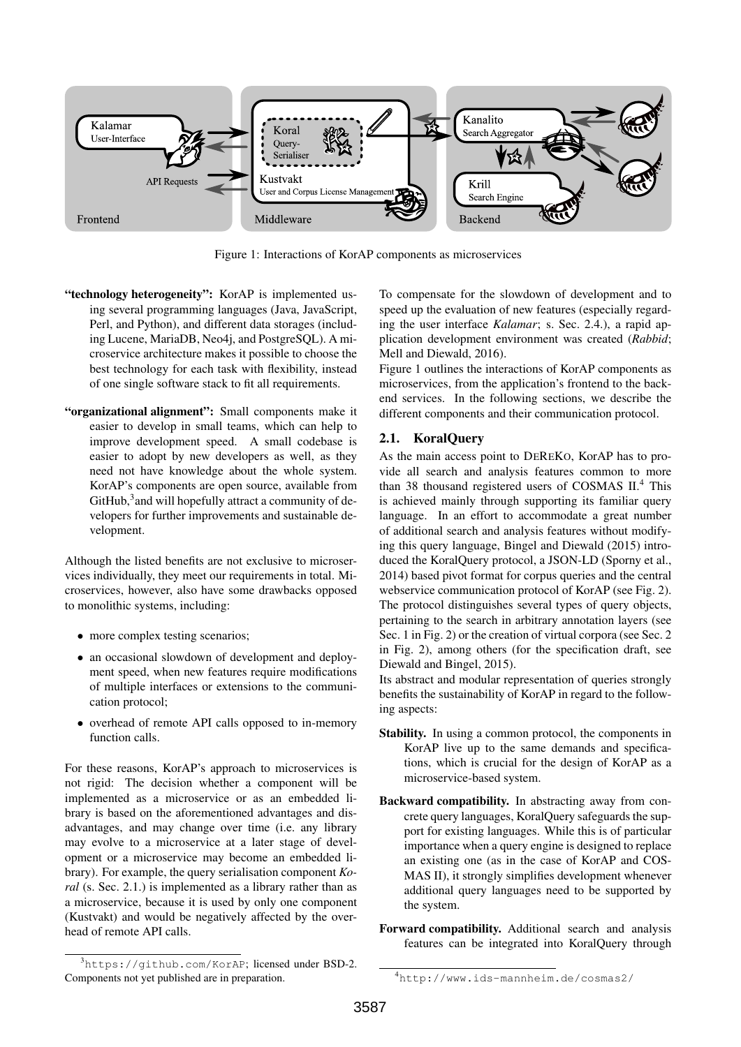Figure 1: Interactions of KorAP components as microservices

**"technology heterogeneity":** KorAP is implemented using several programming languages (Java, JavaScript, Perl, and Python), and different data storages (including Lucene, MariaDB, Neo4j, and PostgreSQL). A microservice architecture makes it possible to choose the best technology for each task with flexibility, instead of one single software stack to fit all requirements.

**"organizational alignment":** Small components make it easier to develop in small teams, which can help to improve development speed. A small codebase is easier to adopt by new developers as well, as they need not have knowledge about the whole system. KorAP's components are open source, available from GitHub,[3] and will hopefully attract a community of developers for further improvements and sustainable development.

Although the listed benefits are not exclusive to microservices individually, they meet our requirements in total. Microservices, however, also have some drawbacks opposed to monolithic systems, including:

- more complex testing scenarios;
- an occasional slowdown of development and deployment speed, when new features require modifications of multiple interfaces or extensions to the communication protocol;
- overhead of remote API calls opposed to in-memory function calls.

For these reasons, KorAP's approach to microservices is not rigid: The decision whether a component will be implemented as a microservice or as an embedded library is based on the aforementioned advantages and disadvantages, and may change over time (i.e. any library may evolve to a microservice at a later stage of development or a microservice may become an embedded library). For example, the query serialisation component *Koral* (s. Sec. 2.1.) is implemented as a library rather than as a microservice, because it is used by only one component (Kustvakt) and would be negatively affected by the overhead of remote API calls.

To compensate for the slowdown of development and to speed up the evaluation of new features (especially regarding the user interface *Kalamar*; s. Sec. 2.4.), a rapid application development environment was created (*Rabbid*; Mell and Diewald, 2016).

Figure 1 outlines the interactions of KorAP components as microservices, from the application's frontend to the backend services. In the following sections, we describe the different components and their communication protocol.

## 2.1. KoralQuery

As the main access point to DEREKO, KorAP has to provide all search and analysis features common to more than 38 thousand registered users of COSMAS II.[4] This is achieved mainly through supporting its familiar query language. In an effort to accommodate a great number of additional search and analysis features without modifying this query language, Bingel and Diewald (2015) introduced the KoralQuery protocol, a JSON-LD (Sporny et al., 2014) based pivot format for corpus queries and the central webservice communication protocol of KorAP (see Fig. 2). The protocol distinguishes several types of query objects, pertaining to the search in arbitrary annotation layers (see Sec. 1 in Fig. 2) or the creation of virtual corpora (see Sec. 2 in Fig. 2), among others (for the specification draft, see Diewald and Bingel, 2015).

Its abstract and modular representation of queries strongly benefits the sustainability of KorAP in regard to the following aspects:

**Stability.** In using a common protocol, the components in KorAP live up to the same demands and specifications, which is crucial for the design of KorAP as a microservice-based system.

**Backward compatibility.** In abstracting away from concrete query languages, KoralQuery safeguards the support for existing languages. While this is of particular importance when a query engine is designed to replace an existing one (as in the case of KorAP and COSMAS II), it strongly simplifies development whenever additional query languages need to be supported by the system.

**Forward compatibility.** Additional search and analysis features can be integrated into KoralQuery through

[3] https://github.com/KorAP; licensed under BSD-2. Components not yet published are in preparation.

[4] http://www.ids-mannheim.de/cosmas2/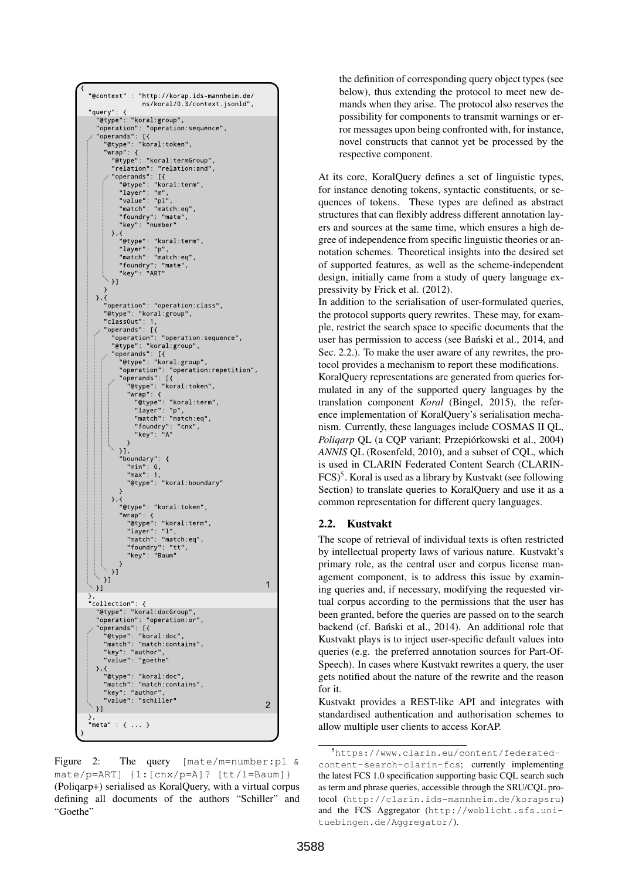```
{
  "@context" : "http://korap.ids-mannheim.de/
                ns/koral/0.3/context.jsonld",
  "query": {
    "@type": "koral:group",
    "operation": "operation:sequence",
    "operands": [{
      "@type": "koral:token",
      "wrap": {
        "@type": "koral:termGroup",
        "relation": "relation:and",
        "operands": [{
          "@type": "koral:term",
          "layer": "m",
          "value": "pl",
          "match": "match:eq",
          "foundry": "mate",
          "key": "number"
        },{
          "@type": "koral:term",
          "layer": "p",
          "match": "match:eq",
          "foundry": "mate",
          "key": "ART"
        }]
      }
    },{
      "operation": "operation:class",
      "@type": "koral:group",
      "classOut": 1,
      "operands": [{
        "operation": "operation:sequence",
        "@type": "koral:group",
        "operands": [{
          "@type": "koral:group",
          "operation": "operation:repetition",
          "operands": [{
            "@type": "koral:token",
            "wrap": {
              "@type": "koral:term",
              "layer": "p",
              "match": "match:eq",
              "foundry": "cnx",
              "key": "A"
            }
          }],
          "boundary": {
            "min": 0,
            "max": 1,
            "@type": "koral:boundary"
          }
        },{
          "@type": "koral:token",
          "wrap": {
            "@type": "koral:term",
            "layer": "l",
            "match": "match:eq",
            "foundry": "tt",
            "key": "Baum"
          }
        }]
      }]
    }]                                                  1
  },
  "collection": {
    "@type": "koral:docGroup",
    "operation": "operation:or",
    "operands": [{
      "@type": "koral:doc",
      "match": "match:contains",
      "key": "author",
      "value": "goethe"
    },{
      "@type": "koral:doc",
      "match": "match:contains",
      "key": "author",
      "value": "schiller"
    }]                                                  2
  },
  "meta" : { ... }
}
```

Figure 2: The query `[mate/m=number:pl & mate/p=ART] {1:[cnx/p=A]? [tt/l=Baum]}` (Poliqarp+) serialised as KoralQuery, with a virtual corpus defining all documents of the authors "Schiller" and "Goethe"

the definition of corresponding query object types (see below), thus extending the protocol to meet new demands when they arise. The protocol also reserves the possibility for components to transmit warnings or error messages upon being confronted with, for instance, novel constructs that cannot yet be processed by the respective component.

At its core, KoralQuery defines a set of linguistic types, for instance denoting tokens, syntactic constituents, or sequences of tokens. These types are defined as abstract structures that can flexibly address different annotation layers and sources at the same time, which ensures a high degree of independence from specific linguistic theories or annotation schemes. Theoretical insights into the desired set of supported features, as well as the scheme-independent design, initially came from a study of query language expressivity by Frick et al. (2012).

In addition to the serialisation of user-formulated queries, the protocol supports query rewrites. These may, for example, restrict the search space to specific documents that the user has permission to access (see Bański et al., 2014, and Sec. 2.2.). To make the user aware of any rewrites, the protocol provides a mechanism to report these modifications.

KoralQuery representations are generated from queries formulated in any of the supported query languages by the translation component *Koral* (Bingel, 2015), the reference implementation of KoralQuery's serialisation mechanism. Currently, these languages include COSMAS II QL, *Poliqarp* QL (a CQP variant; Przepiórkowski et al., 2004) *ANNIS* QL (Rosenfeld, 2010), and a subset of CQL, which is used in CLARIN Federated Content Search (CLARIN-FCS)[5]. Koral is used as a library by Kustvakt (see following Section) to translate queries to KoralQuery and use it as a common representation for different query languages.

## 2.2. Kustvakt

The scope of retrieval of individual texts is often restricted by intellectual property laws of various nature. Kustvakt's primary role, as the central user and corpus license management component, is to address this issue by examining queries and, if necessary, modifying the requested virtual corpus according to the permissions that the user has been granted, before the queries are passed on to the search backend (cf. Bański et al., 2014). An additional role that Kustvakt plays is to inject user-specific default values into queries (e.g. the preferred annotation sources for Part-Of-Speech). In cases where Kustvakt rewrites a query, the user gets notified about the nature of the rewrite and the reason for it.

Kustvakt provides a REST-like API and integrates with standardised authentication and authorisation schemes to allow multiple user clients to access KorAP.

[5] `https://www.clarin.eu/content/federated-content-search-clarin-fcs`; currently implementing the latest FCS 1.0 specification supporting basic CQL search such as term and phrase queries, accessible through the SRU/CQL protocol (`http://clarin.ids-mannheim.de/korapsru`) and the FCS Aggregator (`http://weblicht.sfs.uni-tuebingen.de/Aggregator/`).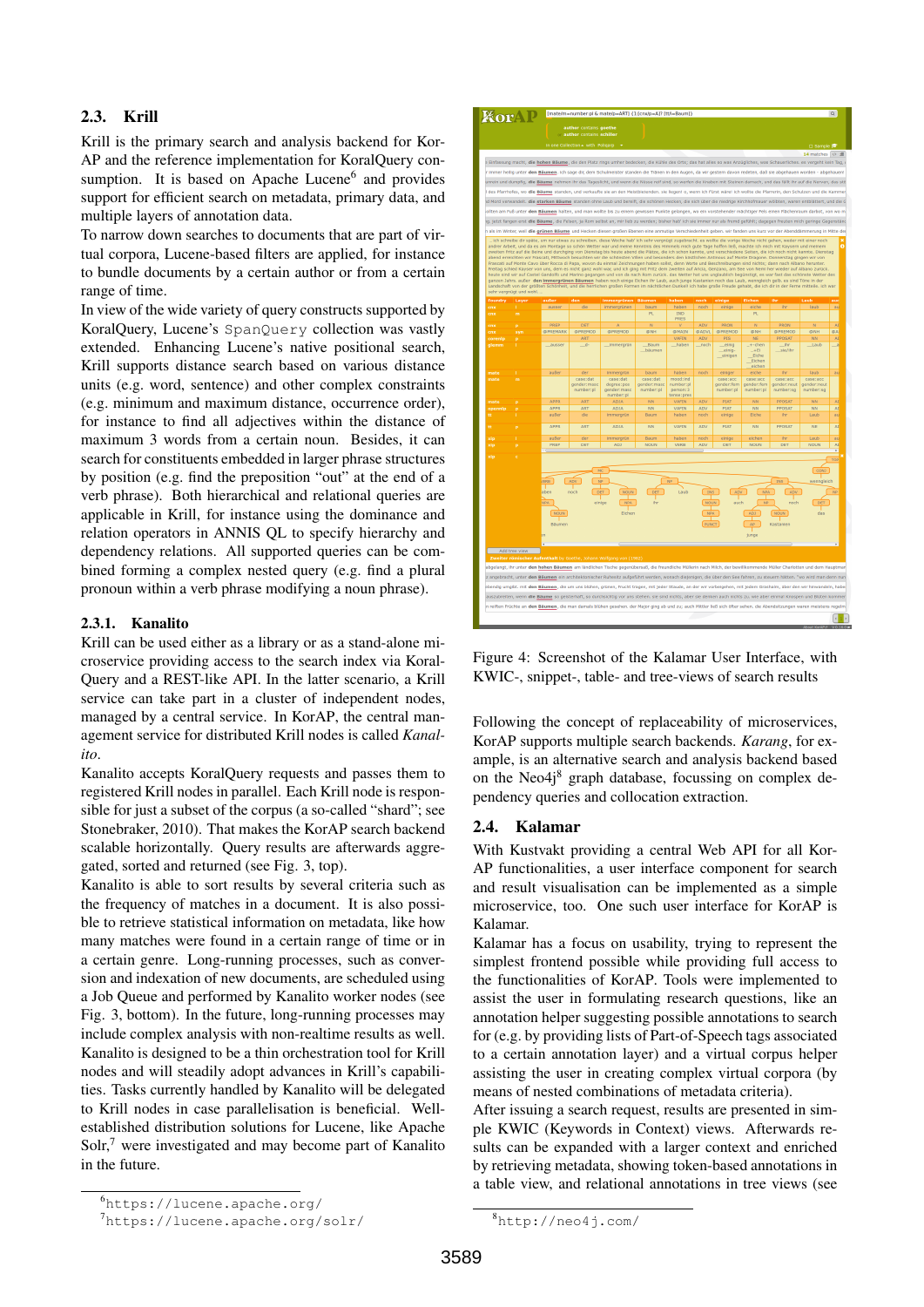## 2.3. Krill

Krill is the primary search and analysis backend for KorAP and the reference implementation for KoralQuery consumption. It is based on Apache Lucene[6] and provides support for efficient search on metadata, primary data, and multiple layers of annotation data.

To narrow down searches to documents that are part of virtual corpora, Lucene-based filters are applied, for instance to bundle documents by a certain author or from a certain range of time.

In view of the wide variety of query constructs supported by KoralQuery, Lucene's `SpanQuery` collection was vastly extended. Enhancing Lucene's native positional search, Krill supports distance search based on various distance units (e.g. word, sentence) and other complex constraints (e.g. minimum and maximum distance, occurrence order), for instance to find all adjectives within the distance of maximum 3 words from a certain noun. Besides, it can search for constituents embedded in larger phrase structures by position (e.g. find the preposition "out" at the end of a verb phrase). Both hierarchical and relational queries are applicable in Krill, for instance using the dominance and relation operators in ANNIS QL to specify hierarchy and dependency relations. All supported queries can be combined forming a complex nested query (e.g. find a plural pronoun within a verb phrase modifying a noun phrase).

### 2.3.1. Kanalito

Krill can be used either as a library or as a stand-alone microservice providing access to the search index via KoralQuery and a REST-like API. In the latter scenario, a Krill service can take part in a cluster of independent nodes, managed by a central service. In KorAP, the central management service for distributed Krill nodes is called *Kanalito*.

Kanalito accepts KoralQuery requests and passes them to registered Krill nodes in parallel. Each Krill node is responsible for just a subset of the corpus (a so-called "shard"; see Stonebraker, 2010). That makes the KorAP search backend scalable horizontally. Query results are afterwards aggregated, sorted and returned (see Fig. 3, top).

Kanalito is able to sort results by several criteria such as the frequency of matches in a document. It is also possible to retrieve statistical information on metadata, like how many matches were found in a certain range of time or in a certain genre. Long-running processes, such as conversion and indexation of new documents, are scheduled using a Job Queue and performed by Kanalito worker nodes (see Fig. 3, bottom). In the future, long-running processes may include complex analysis with non-realtime results as well. Kanalito is designed to be a thin orchestration tool for Krill nodes and will steadily adopt advances in Krill's capabilities. Tasks currently handled by Kanalito will be delegated to Krill nodes in case parallelisation is beneficial. Well-established distribution solutions for Lucene, like Apache Solr,[7] were investigated and may become part of Kanalito in the future.

[6] https://lucene.apache.org/
[7] https://lucene.apache.org/solr/

Figure 4: Screenshot of the Kalamar User Interface, with KWIC-, snippet-, table- and tree-views of search results

Following the concept of replaceability of microservices, KorAP supports multiple search backends. *Karang*, for example, is an alternative search and analysis backend based on the Neo4j[8] graph database, focussing on complex dependency queries and collocation extraction.

## 2.4. Kalamar

With Kustvakt providing a central Web API for all KorAP functionalities, a user interface component for search and result visualisation can be implemented as a simple microservice, too. One such user interface for KorAP is Kalamar.

Kalamar has a focus on usability, trying to represent the simplest frontend possible while providing full access to the functionalities of KorAP. Tools were implemented to assist the user in formulating research questions, like an annotation helper suggesting possible annotations to search for (e.g. by providing lists of Part-of-Speech tags associated to a certain annotation layer) and a virtual corpus helper assisting the user in creating complex virtual corpora (by means of nested combinations of metadata criteria).

After issuing a search request, results are presented in simple KWIC (Keywords in Context) views. Afterwards results can be expanded with a larger context and enriched by retrieving metadata, showing token-based annotations in a table view, and relational annotations in tree views (see

[8] http://neo4j.com/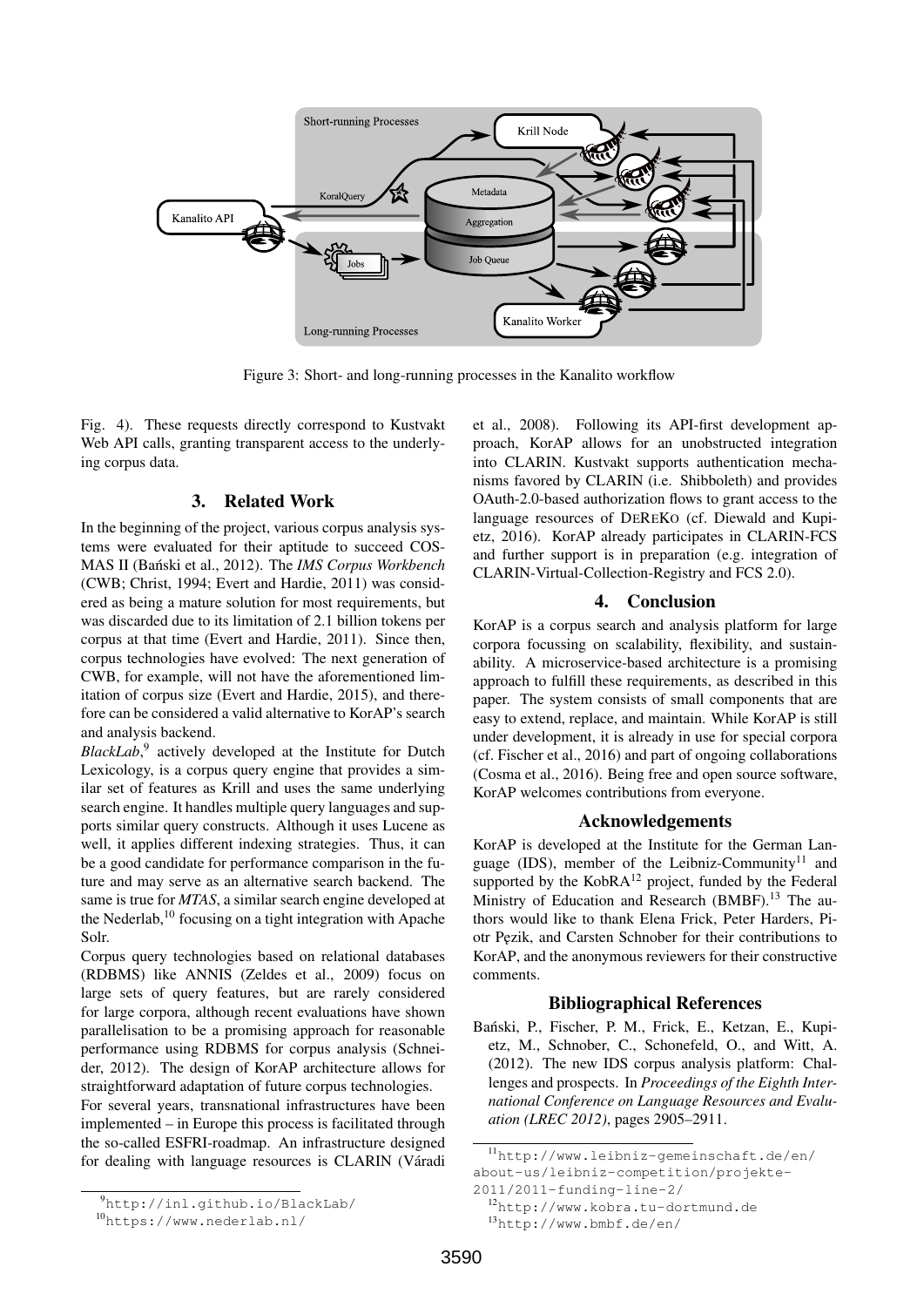Figure 3: Short- and long-running processes in the Kanalito workflow

Fig. 4). These requests directly correspond to Kustvakt Web API calls, granting transparent access to the underlying corpus data.

## 3. Related Work

In the beginning of the project, various corpus analysis systems were evaluated for their aptitude to succeed COSMAS II (Bański et al., 2012). The *IMS Corpus Workbench* (CWB; Christ, 1994; Evert and Hardie, 2011) was considered as being a mature solution for most requirements, but was discarded due to its limitation of 2.1 billion tokens per corpus at that time (Evert and Hardie, 2011). Since then, corpus technologies have evolved: The next generation of CWB, for example, will not have the aforementioned limitation of corpus size (Evert and Hardie, 2015), and therefore can be considered a valid alternative to KorAP's search and analysis backend.

*BlackLab*,[9] actively developed at the Institute for Dutch Lexicology, is a corpus query engine that provides a similar set of features as Krill and uses the same underlying search engine. It handles multiple query languages and supports similar query constructs. Although it uses Lucene as well, it applies different indexing strategies. Thus, it can be a good candidate for performance comparison in the future and may serve as an alternative search backend. The same is true for *MTAS*, a similar search engine developed at the Nederlab,[10] focusing on a tight integration with Apache Solr.

Corpus query technologies based on relational databases (RDBMS) like ANNIS (Zeldes et al., 2009) focus on large sets of query features, but are rarely considered for large corpora, although recent evaluations have shown parallelisation to be a promising approach for reasonable performance using RDBMS for corpus analysis (Schneider, 2012). The design of KorAP architecture allows for straightforward adaptation of future corpus technologies.

For several years, transnational infrastructures have been implemented – in Europe this process is facilitated through the so-called ESFRI-roadmap. An infrastructure designed for dealing with language resources is CLARIN (Váradi et al., 2008). Following its API-first development approach, KorAP allows for an unobstructed integration into CLARIN. Kustvakt supports authentication mechanisms favored by CLARIN (i.e. Shibboleth) and provides OAuth-2.0-based authorization flows to grant access to the language resources of DeReKo (cf. Diewald and Kupietz, 2016). KorAP already participates in CLARIN-FCS and further support is in preparation (e.g. integration of CLARIN-Virtual-Collection-Registry and FCS 2.0).

## 4. Conclusion

KorAP is a corpus search and analysis platform for large corpora focussing on scalability, flexibility, and sustainability. A microservice-based architecture is a promising approach to fulfill these requirements, as described in this paper. The system consists of small components that are easy to extend, replace, and maintain. While KorAP is still under development, it is already in use for special corpora (cf. Fischer et al., 2016) and part of ongoing collaborations (Cosma et al., 2016). Being free and open source software, KorAP welcomes contributions from everyone.

## Acknowledgements

KorAP is developed at the Institute for the German Language (IDS), member of the Leibniz-Community[11] and supported by the KobRA[12] project, funded by the Federal Ministry of Education and Research (BMBF).[13] The authors would like to thank Elena Frick, Peter Harders, Piotr Pęzik, and Carsten Schnober for their contributions to KorAP, and the anonymous reviewers for their constructive comments.

## Bibliographical References

Bański, P., Fischer, P. M., Frick, E., Ketzan, E., Kupietz, M., Schnober, C., Schonefeld, O., and Witt, A. (2012). The new IDS corpus analysis platform: Challenges and prospects. In *Proceedings of the Eighth International Conference on Language Resources and Evaluation (LREC 2012)*, pages 2905–2911.

[9] http://inl.github.io/BlackLab/

[10] https://www.nederlab.nl/

[11] http://www.leibniz-gemeinschaft.de/en/about-us/leibniz-competition/projekte-2011/2011-funding-line-2/

[12] http://www.kobra.tu-dortmund.de

[13] http://www.bmbf.de/en/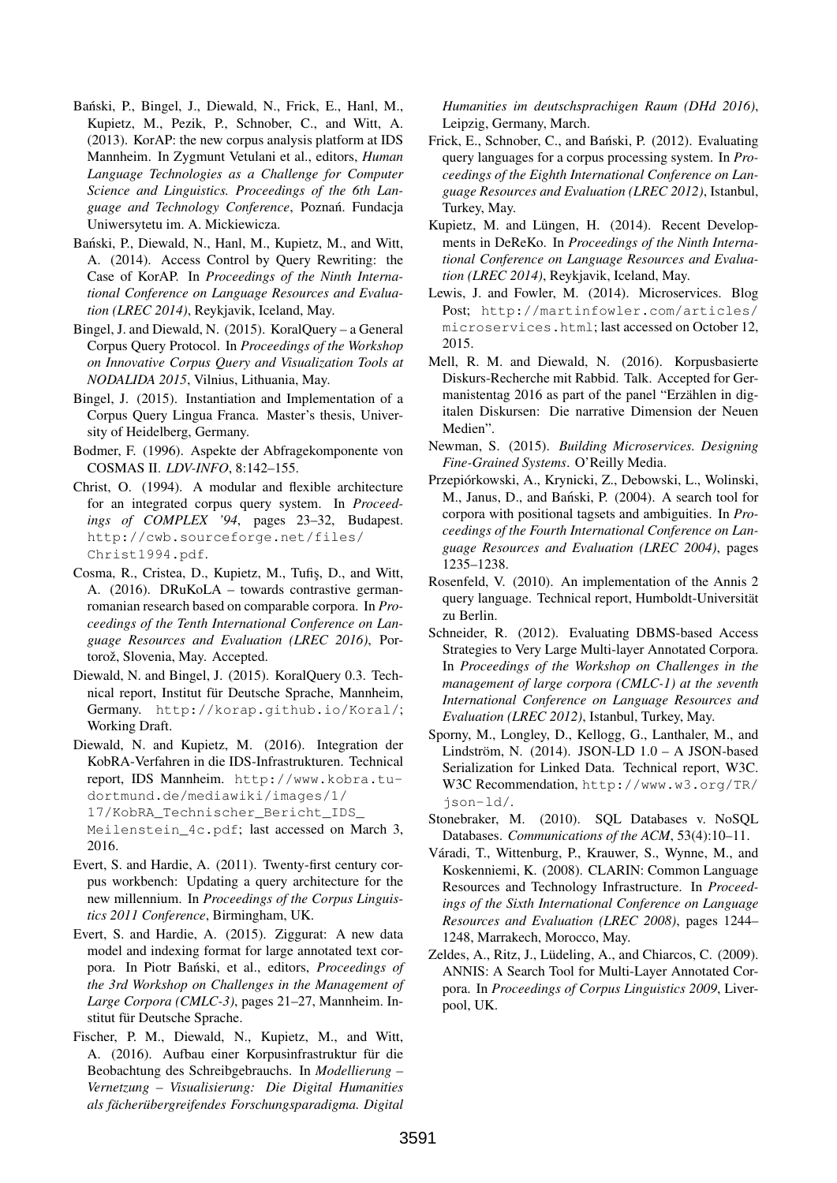Bański, P., Bingel, J., Diewald, N., Frick, E., Hanl, M., Kupietz, M., Pezik, P., Schnober, C., and Witt, A. (2013). KorAP: the new corpus analysis platform at IDS Mannheim. In Zygmunt Vetulani et al., editors, *Human Language Technologies as a Challenge for Computer Science and Linguistics. Proceedings of the 6th Language and Technology Conference*, Poznań. Fundacja Uniwersytetu im. A. Mickiewicza.

Bański, P., Diewald, N., Hanl, M., Kupietz, M., and Witt, A. (2014). Access Control by Query Rewriting: the Case of KorAP. In *Proceedings of the Ninth International Conference on Language Resources and Evaluation (LREC 2014)*, Reykjavik, Iceland, May.

Bingel, J. and Diewald, N. (2015). KoralQuery – a General Corpus Query Protocol. In *Proceedings of the Workshop on Innovative Corpus Query and Visualization Tools at NODALIDA 2015*, Vilnius, Lithuania, May.

Bingel, J. (2015). Instantiation and Implementation of a Corpus Query Lingua Franca. Master's thesis, University of Heidelberg, Germany.

Bodmer, F. (1996). Aspekte der Abfragekomponente von COSMAS II. *LDV-INFO*, 8:142–155.

Christ, O. (1994). A modular and flexible architecture for an integrated corpus query system. In *Proceedings of COMPLEX '94*, pages 23–32, Budapest. http://cwb.sourceforge.net/files/Christ1994.pdf.

Cosma, R., Cristea, D., Kupietz, M., Tufiş, D., and Witt, A. (2016). DRuKoLA – towards contrastive german-romanian research based on comparable corpora. In *Proceedings of the Tenth International Conference on Language Resources and Evaluation (LREC 2016)*, Portorož, Slovenia, May. Accepted.

Diewald, N. and Bingel, J. (2015). KoralQuery 0.3. Technical report, Institut für Deutsche Sprache, Mannheim, Germany. http://korap.github.io/Koral/; Working Draft.

Diewald, N. and Kupietz, M. (2016). Integration der KobRA-Verfahren in die IDS-Infrastrukturen. Technical report, IDS Mannheim. http://www.kobra.tu-dortmund.de/mediawiki/images/1/17/KobRA_Technischer_Bericht_IDS_Meilenstein_4c.pdf; last accessed on March 3, 2016.

Evert, S. and Hardie, A. (2011). Twenty-first century corpus workbench: Updating a query architecture for the new millennium. In *Proceedings of the Corpus Linguistics 2011 Conference*, Birmingham, UK.

Evert, S. and Hardie, A. (2015). Ziggurat: A new data model and indexing format for large annotated text corpora. In Piotr Bański, et al., editors, *Proceedings of the 3rd Workshop on Challenges in the Management of Large Corpora (CMLC-3)*, pages 21–27, Mannheim. Institut für Deutsche Sprache.

Fischer, P. M., Diewald, N., Kupietz, M., and Witt, A. (2016). Aufbau einer Korpusinfrastruktur für die Beobachtung des Schreibgebrauchs. In *Modellierung – Vernetzung – Visualisierung: Die Digital Humanities als fächerübergreifendes Forschungsparadigma. Digital Humanities im deutschsprachigen Raum (DHd 2016)*, Leipzig, Germany, March.

Frick, E., Schnober, C., and Bański, P. (2012). Evaluating query languages for a corpus processing system. In *Proceedings of the Eighth International Conference on Language Resources and Evaluation (LREC 2012)*, Istanbul, Turkey, May.

Kupietz, M. and Lüngen, H. (2014). Recent Developments in DeReKo. In *Proceedings of the Ninth International Conference on Language Resources and Evaluation (LREC 2014)*, Reykjavik, Iceland, May.

Lewis, J. and Fowler, M. (2014). Microservices. Blog Post; http://martinfowler.com/articles/microservices.html; last accessed on October 12, 2015.

Mell, R. M. and Diewald, N. (2016). Korpusbasierte Diskurs-Recherche mit Rabbid. Talk. Accepted for Germanistentag 2016 as part of the panel "Erzählen in digitalen Diskursen: Die narrative Dimension der Neuen Medien".

Newman, S. (2015). *Building Microservices. Designing Fine-Grained Systems*. O'Reilly Media.

Przepiórkowski, A., Krynicki, Z., Debowski, L., Wolinski, M., Janus, D., and Bański, P. (2004). A search tool for corpora with positional tagsets and ambiguities. In *Proceedings of the Fourth International Conference on Language Resources and Evaluation (LREC 2004)*, pages 1235–1238.

Rosenfeld, V. (2010). An implementation of the Annis 2 query language. Technical report, Humboldt-Universität zu Berlin.

Schneider, R. (2012). Evaluating DBMS-based Access Strategies to Very Large Multi-layer Annotated Corpora. In *Proceedings of the Workshop on Challenges in the management of large corpora (CMLC-1) at the seventh International Conference on Language Resources and Evaluation (LREC 2012)*, Istanbul, Turkey, May.

Sporny, M., Longley, D., Kellogg, G., Lanthaler, M., and Lindström, N. (2014). JSON-LD 1.0 – A JSON-based Serialization for Linked Data. Technical report, W3C. W3C Recommendation, http://www.w3.org/TR/json-ld/.

Stonebraker, M. (2010). SQL Databases v. NoSQL Databases. *Communications of the ACM*, 53(4):10–11.

Váradi, T., Wittenburg, P., Krauwer, S., Wynne, M., and Koskenniemi, K. (2008). CLARIN: Common Language Resources and Technology Infrastructure. In *Proceedings of the Sixth International Conference on Language Resources and Evaluation (LREC 2008)*, pages 1244–1248, Marrakech, Morocco, May.

Zeldes, A., Ritz, J., Lüdeling, A., and Chiarcos, C. (2009). ANNIS: A Search Tool for Multi-Layer Annotated Corpora. In *Proceedings of Corpus Linguistics 2009*, Liverpool, UK.